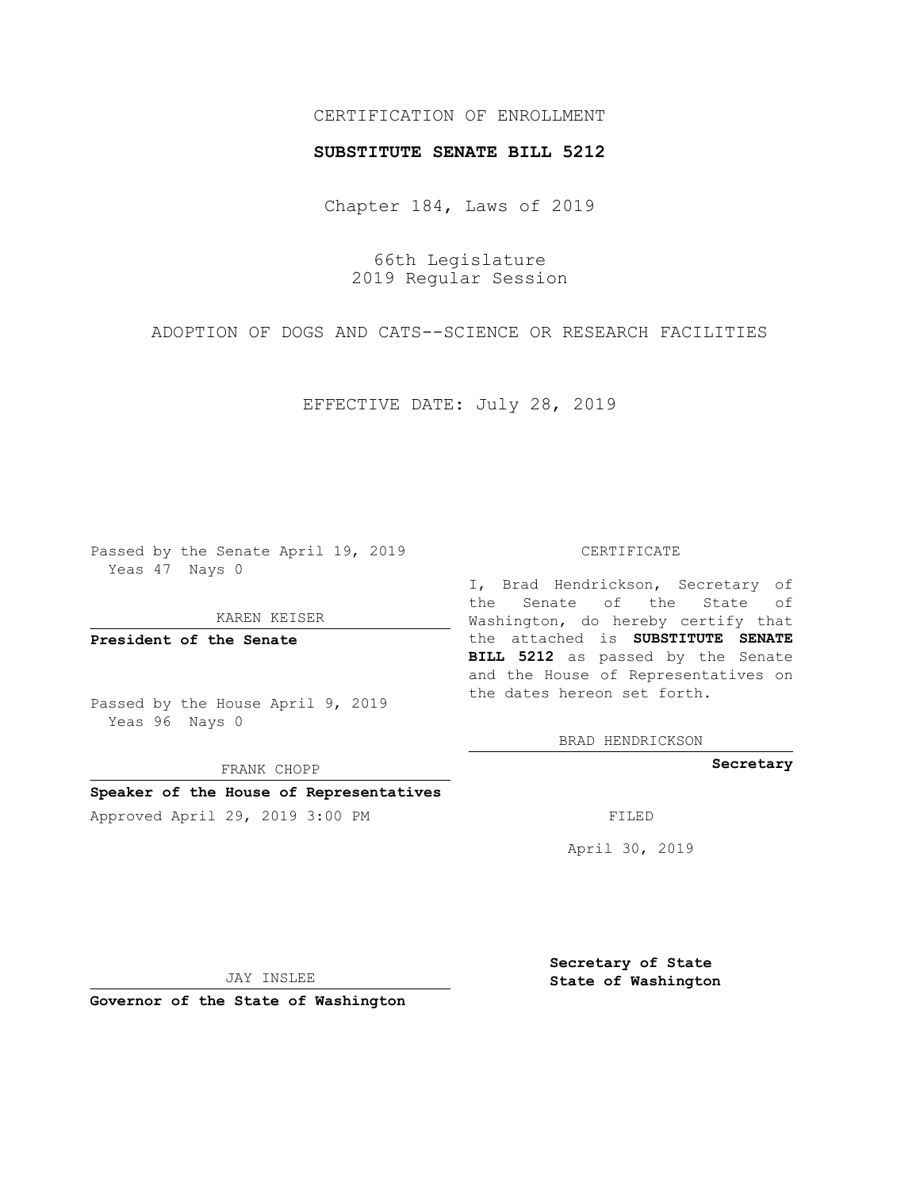CERTIFICATION OF ENROLLMENT

**SUBSTITUTE SENATE BILL 5212**

Chapter 184, Laws of 2019

66th Legislature
2019 Regular Session

ADOPTION OF DOGS AND CATS--SCIENCE OR RESEARCH FACILITIES

EFFECTIVE DATE: July 28, 2019

Passed by the Senate April 19, 2019
Yeas 47 Nays 0

KAREN KEISER

**President of the Senate**

Passed by the House April 9, 2019
Yeas 96 Nays 0

FRANK CHOPP

**Speaker of the House of Representatives**

Approved April 29, 2019 3:00 PM

JAY INSLEE

**Governor of the State of Washington**

CERTIFICATE

I, Brad Hendrickson, Secretary of the Senate of the State of Washington, do hereby certify that the attached is **SUBSTITUTE SENATE BILL 5212** as passed by the Senate and the House of Representatives on the dates hereon set forth.

BRAD HENDRICKSON

**Secretary**

FILED

April 30, 2019

**Secretary of State**
**State of Washington**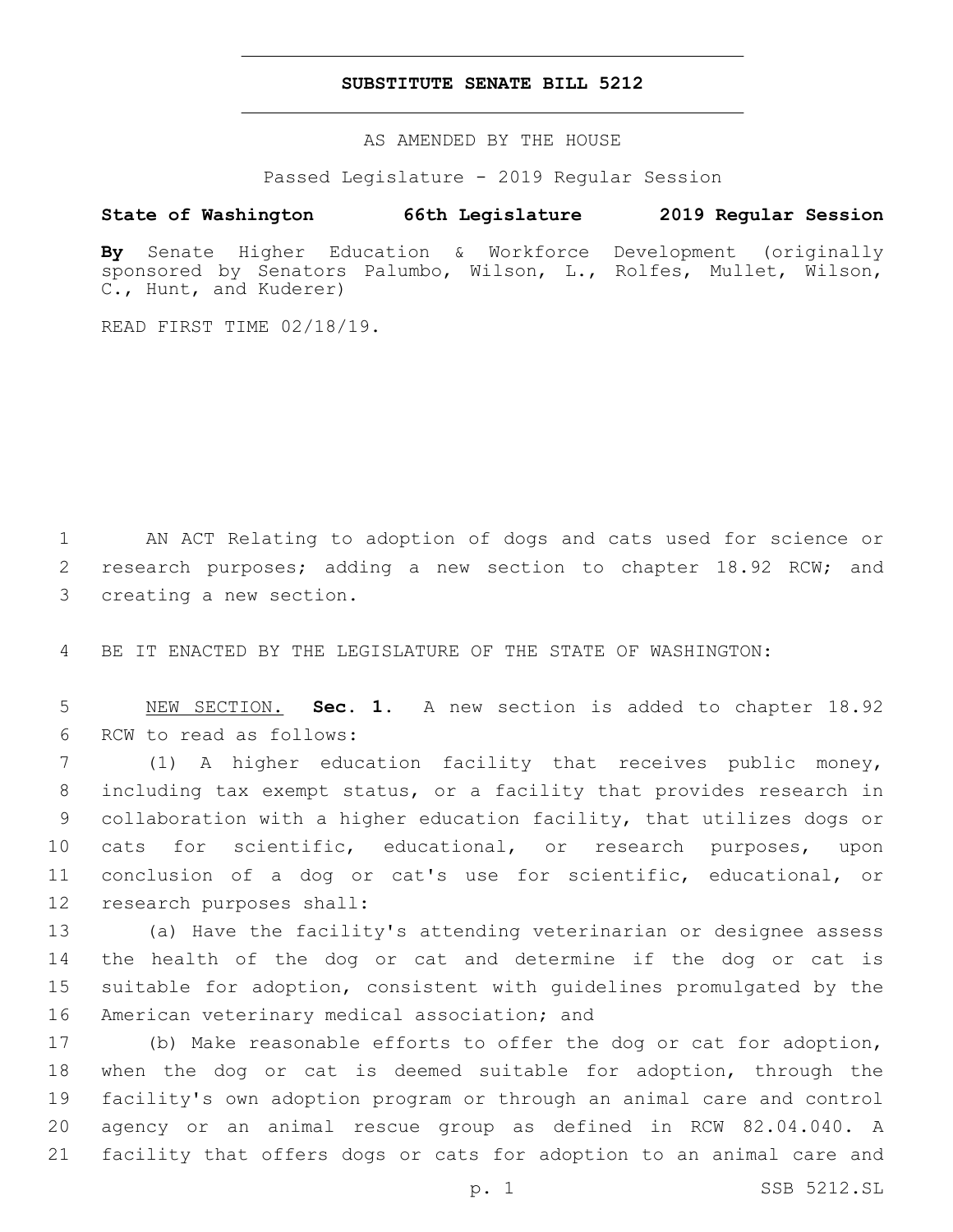# SUBSTITUTE SENATE BILL 5212

AS AMENDED BY THE HOUSE

Passed Legislature - 2019 Regular Session

**State of Washington 66th Legislature 2019 Regular Session**

**By** Senate Higher Education & Workforce Development (originally sponsored by Senators Palumbo, Wilson, L., Rolfes, Mullet, Wilson, C., Hunt, and Kuderer)

READ FIRST TIME 02/18/19.

AN ACT Relating to adoption of dogs and cats used for science or research purposes; adding a new section to chapter 18.92 RCW; and creating a new section.

BE IT ENACTED BY THE LEGISLATURE OF THE STATE OF WASHINGTON:

NEW SECTION. **Sec. 1.** A new section is added to chapter 18.92 RCW to read as follows:

(1) A higher education facility that receives public money, including tax exempt status, or a facility that provides research in collaboration with a higher education facility, that utilizes dogs or cats for scientific, educational, or research purposes, upon conclusion of a dog or cat's use for scientific, educational, or research purposes shall:

(a) Have the facility's attending veterinarian or designee assess the health of the dog or cat and determine if the dog or cat is suitable for adoption, consistent with guidelines promulgated by the American veterinary medical association; and

(b) Make reasonable efforts to offer the dog or cat for adoption, when the dog or cat is deemed suitable for adoption, through the facility's own adoption program or through an animal care and control agency or an animal rescue group as defined in RCW 82.04.040. A facility that offers dogs or cats for adoption to an animal care and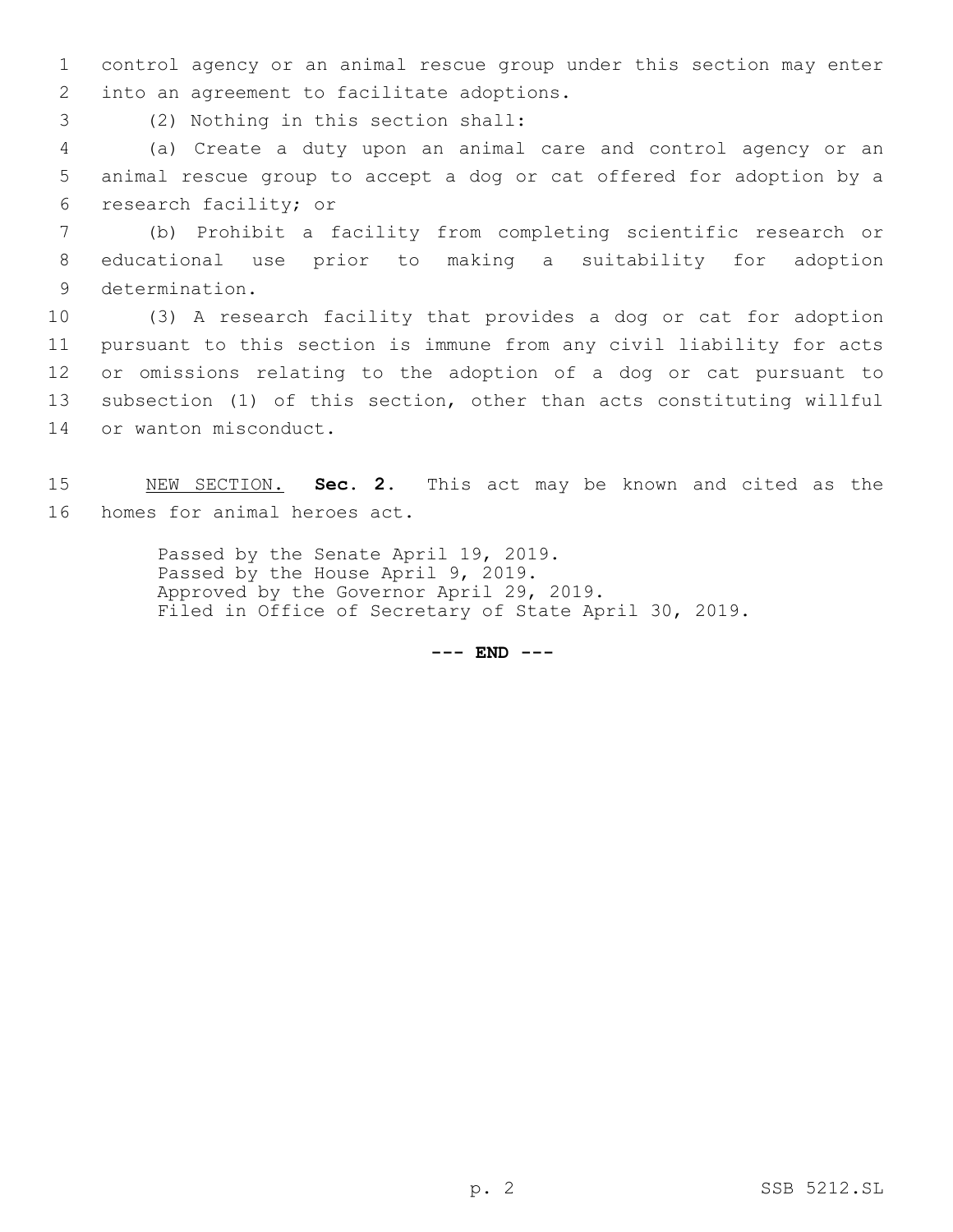control agency or an animal rescue group under this section may enter into an agreement to facilitate adoptions.

(2) Nothing in this section shall:

(a) Create a duty upon an animal care and control agency or an animal rescue group to accept a dog or cat offered for adoption by a research facility; or

(b) Prohibit a facility from completing scientific research or educational use prior to making a suitability for adoption determination.

(3) A research facility that provides a dog or cat for adoption pursuant to this section is immune from any civil liability for acts or omissions relating to the adoption of a dog or cat pursuant to subsection (1) of this section, other than acts constituting willful or wanton misconduct.

NEW SECTION. **Sec. 2.** This act may be known and cited as the homes for animal heroes act.

Passed by the Senate April 19, 2019.
Passed by the House April 9, 2019.
Approved by the Governor April 29, 2019.
Filed in Office of Secretary of State April 30, 2019.

**--- END ---**